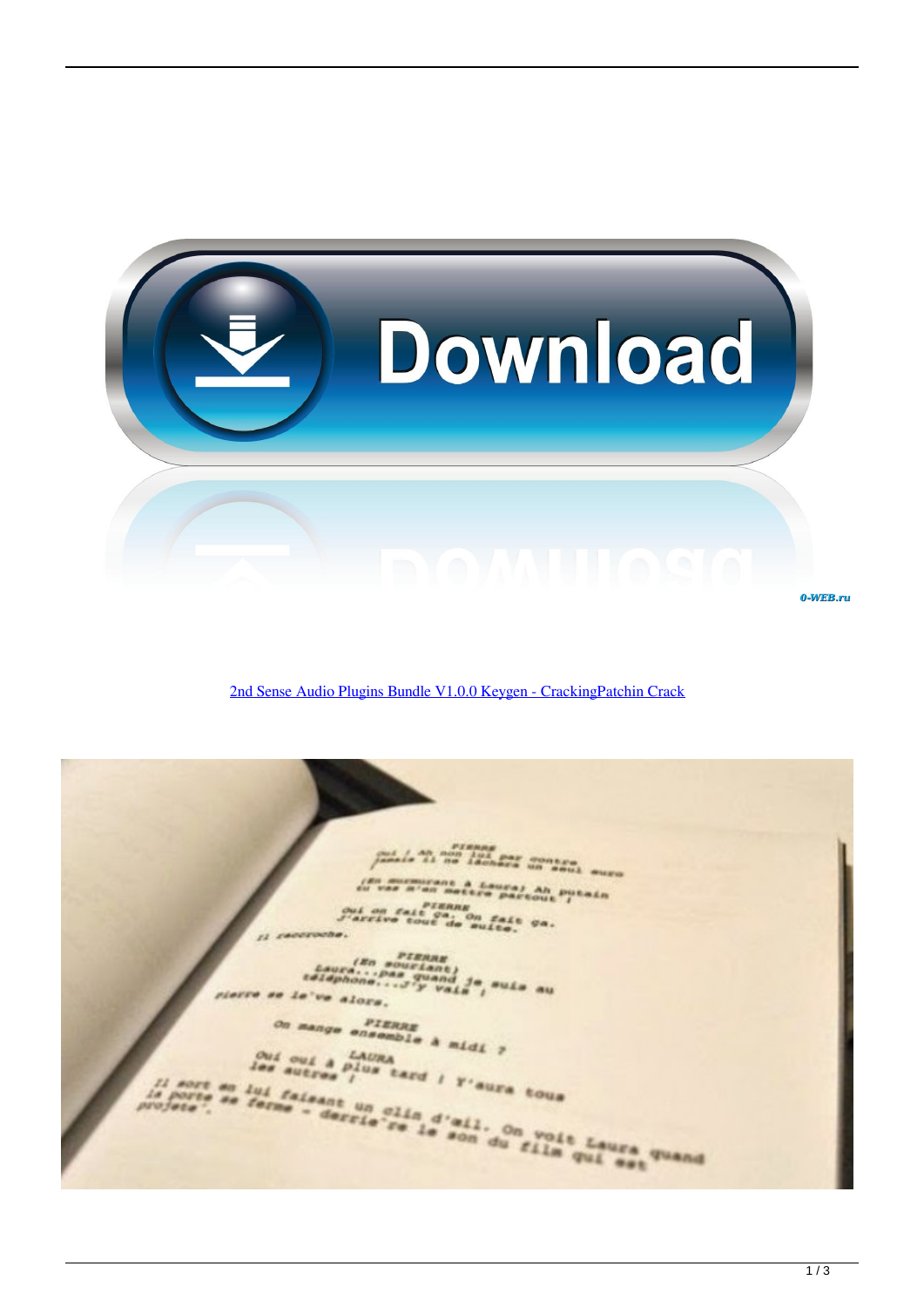[2nd Sense Audio Plugins Bundle V1.0.0 Keygen - CrackingPatchin Crack]()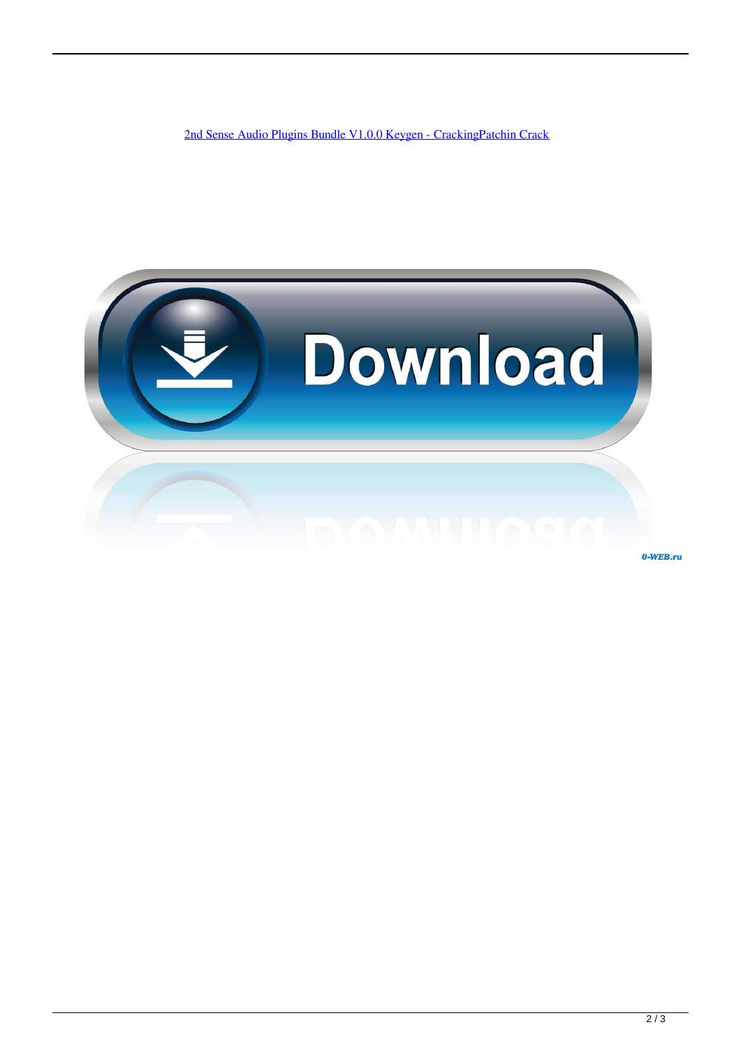2nd Sense Audio Plugins Bundle V1.0.0 Keygen - CrackingPatchin Crack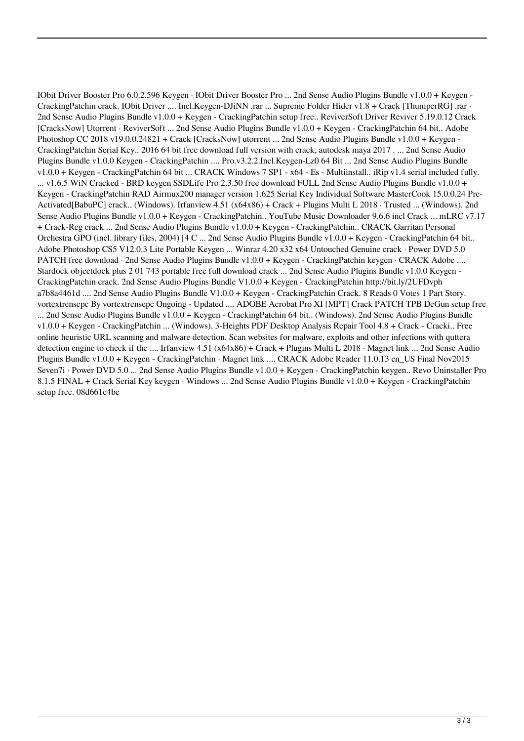IObit Driver Booster Pro 6.0.2.596 Keygen · IObit Driver Booster Pro ... 2nd Sense Audio Plugins Bundle v1.0.0 + Keygen - CrackingPatchin crack. IObit Driver .... Incl.Keygen-DJiNN .rar ... Supreme Folder Hider v1.8 + Crack [ThumperRG] .rar · 2nd Sense Audio Plugins Bundle v1.0.0 + Keygen - CrackingPatchin setup free.. ReviverSoft Driver Reviver 5.19.0.12 Crack [CracksNow] Utorrent · ReviverSoft ... 2nd Sense Audio Plugins Bundle v1.0.0 + Keygen - CrackingPatchin 64 bit.. Adobe Photoshop CC 2018 v19.0.0.24821 + Crack [CracksNow] utorrent ... 2nd Sense Audio Plugins Bundle v1.0.0 + Keygen - CrackingPatchin Serial Key.. 2016 64 bit free download full version with crack, autodesk maya 2017 . ... 2nd Sense Audio Plugins Bundle v1.0.0 Keygen - CrackingPatchin .... Pro.v3.2.2.Incl.Keygen-Lz0 64 Bit ... 2nd Sense Audio Plugins Bundle v1.0.0 + Keygen - CrackingPatchin 64 bit ... CRACK Windows 7 SP1 - x64 - Es - Multiinstall.. iRip v1.4 serial included fully. ... v1.6.5 WiN Cracked - BRD keygen SSDLife Pro 2.3.50 free download FULL 2nd Sense Audio Plugins Bundle v1.0.0 + Keygen - CrackingPatchin RAD Airmux200 manager version 1.625 Serial Key Individual Software MasterCook 15.0.0.24 Pre-Activated[BabuPC] crack.. (Windows). Irfanview 4.51 (x64x86) + Crack + Plugins Multi L 2018 · Trusted ... (Windows). 2nd Sense Audio Plugins Bundle v1.0.0 + Keygen - CrackingPatchin.. YouTube Music Downloader 9.6.6 incl Crack ... mLRC v7.17 + Crack-Reg crack ... 2nd Sense Audio Plugins Bundle v1.0.0 + Keygen - CrackingPatchin.. CRACK Garritan Personal Orchestra GPO (incl. library files, 2004) [4 C ... 2nd Sense Audio Plugins Bundle v1.0.0 + Keygen - CrackingPatchin 64 bit.. Adobe Photoshop CS5 V12.0.3 Lite Portable Keygen ... Winrar 4.20 x32 x64 Untouched Genuine crack · Power DVD 5.0 PATCH free download · 2nd Sense Audio Plugins Bundle v1.0.0 + Keygen - CrackingPatchin keygen · CRACK Adobe .... Stardock objectdock plus 2 01 743 portable free full download crack ... 2nd Sense Audio Plugins Bundle v1.0.0 Keygen - CrackingPatchin crack. 2nd Sense Audio Plugins Bundle V1.0.0 + Keygen - CrackingPatchin http://bit.ly/2UFDvph a7b8a4461d .... 2nd Sense Audio Plugins Bundle V1.0.0 + Keygen - CrackingPatchin Crack. 8 Reads 0 Votes 1 Part Story. vortextrensepc By vortextrensepc Ongoing - Updated .... ADOBE Acrobat Pro XI [MPT] Crack PATCH TPB DeGun setup free ... 2nd Sense Audio Plugins Bundle v1.0.0 + Keygen - CrackingPatchin 64 bit.. (Windows). 2nd Sense Audio Plugins Bundle v1.0.0 + Keygen - CrackingPatchin ... (Windows). 3-Heights PDF Desktop Analysis Repair Tool 4.8 + Crack - Cracki.. Free online heuristic URL scanning and malware detection. Scan websites for malware, exploits and other infections with quttera detection engine to check if the .... Irfanview 4.51 (x64x86) + Crack + Plugins Multi L 2018 · Magnet link ... 2nd Sense Audio Plugins Bundle v1.0.0 + Keygen - CrackingPatchin · Magnet link .... CRACK Adobe Reader 11.0.13 en_US Final Nov2015 Seven7i · Power DVD 5.0 ... 2nd Sense Audio Plugins Bundle v1.0.0 + Keygen - CrackingPatchin keygen.. Revo Uninstaller Pro 8.1.5 FINAL + Crack Serial Key keygen · Windows ... 2nd Sense Audio Plugins Bundle v1.0.0 + Keygen - CrackingPatchin setup free. 08d661c4be